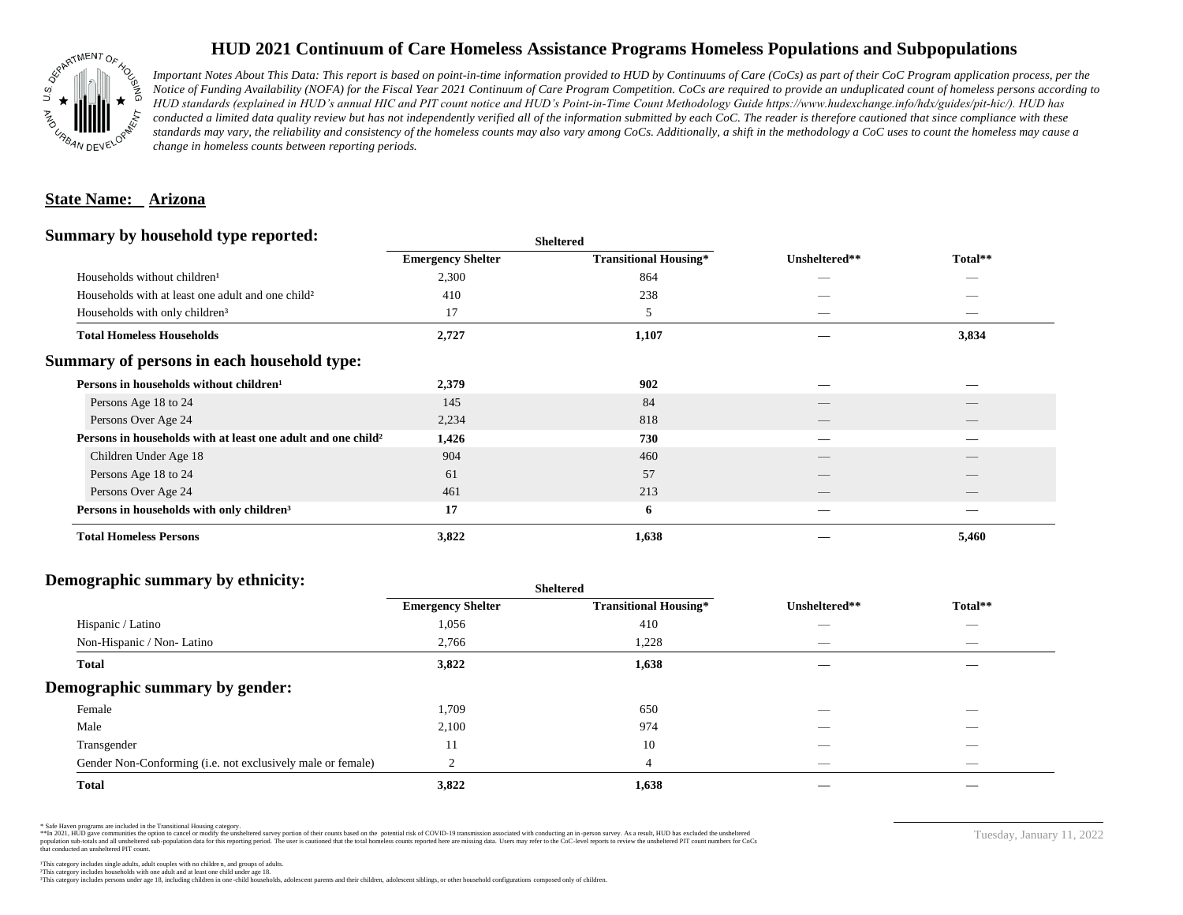# HUD 2021 Continuum of Care Homeless Assistance Programs Homeless Populations and Subpopulations

*Important Notes About This Data: This report is based on point-in-time information provided to HUD by Continuums of Care (CoCs) as part of their CoC Program application process, per the Notice of Funding Availability (NOFA) for the Fiscal Year 2021 Continuum of Care Program Competition. CoCs are required to provide an unduplicated count of homeless persons according to HUD standards (explained in HUD's annual HIC and PIT count notice and HUD's Point-in-Time Count Methodology Guide https://www.hudexchange.info/hdx/guides/pit-hic/). HUD has conducted a limited data quality review but has not independently verified all of the information submitted by each CoC. The reader is therefore cautioned that since compliance with these standards may vary, the reliability and consistency of the homeless counts may also vary among CoCs. Additionally, a shift in the methodology a CoC uses to count the homeless may cause a change in homeless counts between reporting periods.*

## State Name: Arizona

### Summary by household type reported:

| | Sheltered | | | |
|---|---|---|---|---|
| | Emergency Shelter | Transitional Housing* | Unsheltered** | Total** |
| Households without children[1] | 2,300 | 864 | — | — |
| Households with at least one adult and one child[2] | 410 | 238 | — | — |
| Households with only children[3] | 17 | 5 | — | — |
| **Total Homeless Households** | **2,727** | **1,107** | **—** | **3,834** |

### Summary of persons in each household type:

| | Emergency Shelter | Transitional Housing* | Unsheltered** | Total** |
|---|---|---|---|---|
| **Persons in households without children[1]** | **2,379** | **902** | **—** | **—** |
| Persons Age 18 to 24 | 145 | 84 | — | — |
| Persons Over Age 24 | 2,234 | 818 | — | — |
| **Persons in households with at least one adult and one child[2]** | **1,426** | **730** | **—** | **—** |
| Children Under Age 18 | 904 | 460 | — | — |
| Persons Age 18 to 24 | 61 | 57 | — | — |
| Persons Over Age 24 | 461 | 213 | — | — |
| **Persons in households with only children[3]** | **17** | **6** | **—** | **—** |
| **Total Homeless Persons** | **3,822** | **1,638** | **—** | **5,460** |

### Demographic summary by ethnicity:

| | Sheltered | | | |
|---|---|---|---|---|
| | Emergency Shelter | Transitional Housing* | Unsheltered** | Total** |
| Hispanic / Latino | 1,056 | 410 | — | — |
| Non-Hispanic / Non- Latino | 2,766 | 1,228 | — | — |
| **Total** | **3,822** | **1,638** | **—** | **—** |

### Demographic summary by gender:

| | Emergency Shelter | Transitional Housing* | Unsheltered** | Total** |
|---|---|---|---|---|
| Female | 1,709 | 650 | — | — |
| Male | 2,100 | 974 | — | — |
| Transgender | 11 | 10 | — | — |
| Gender Non-Conforming (i.e. not exclusively male or female) | 2 | 4 | — | — |
| **Total** | **3,822** | **1,638** | **—** | **—** |

\* Safe Haven programs are included in the Transitional Housing category.

\*\*In 2021, HUD gave communities the option to cancel or modify the unsheltered survey portion of their counts based on the potential risk of COVID-19 transmission associated with conducting an in-person survey. As a result, HUD has excluded the unsheltered population sub-totals and all unsheltered sub-population data for this reporting period. The user is cautioned that the total homeless counts reported here are missing data. Users may refer to the CoC-level reports to review the unsheltered PIT count numbers for CoCs that conducted an unsheltered PIT count.

[1]This category includes single adults, adult couples with no children, and groups of adults.
[2]This category includes households with one adult and at least one child under age 18.
[3]This category includes persons under age 18, including children in one-child households, adolescent parents and their children, adolescent siblings, or other household configurations composed only of children.

Tuesday, January 11, 2022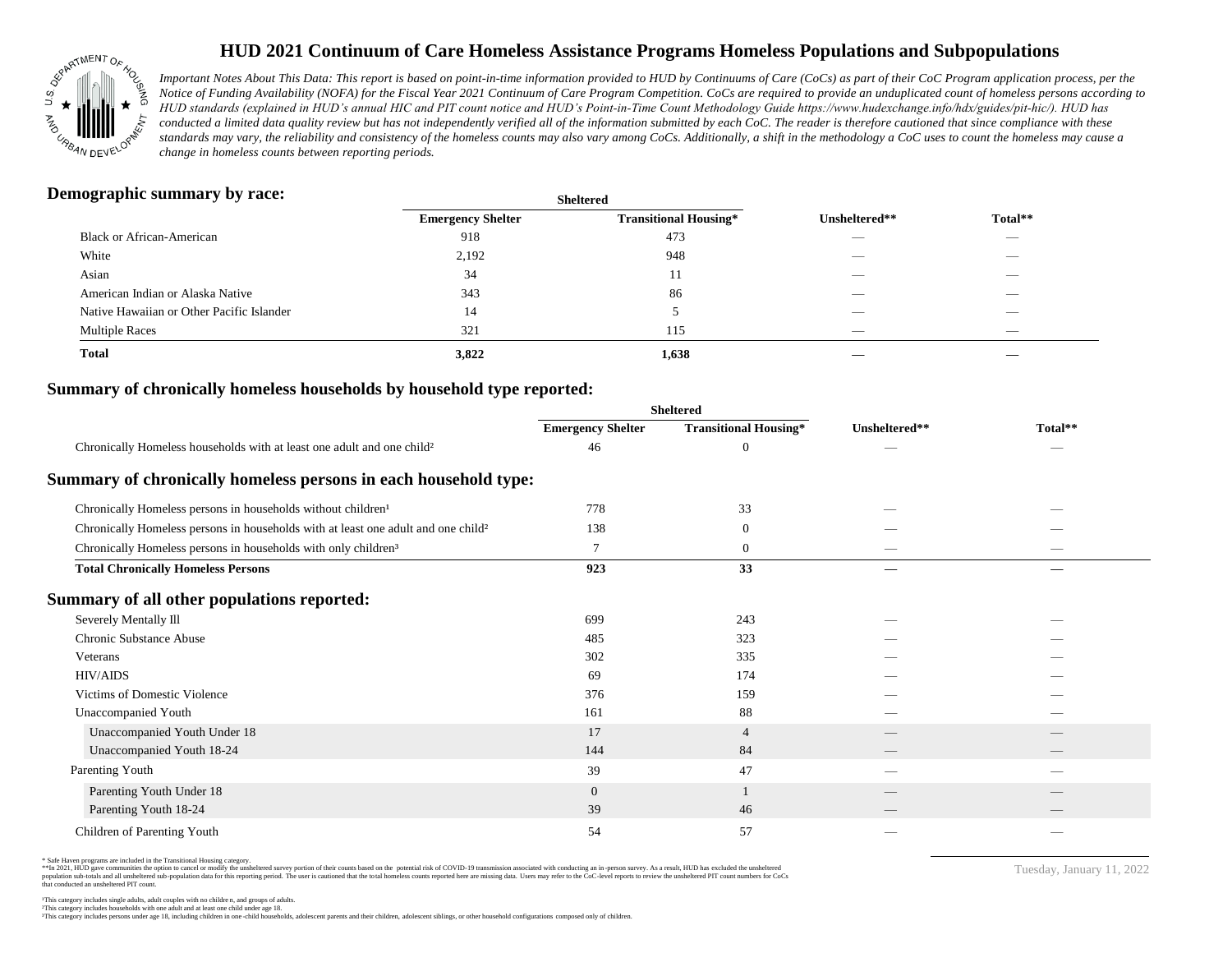# HUD 2021 Continuum of Care Homeless Assistance Programs Homeless Populations and Subpopulations

*Important Notes About This Data: This report is based on point-in-time information provided to HUD by Continuums of Care (CoCs) as part of their CoC Program application process, per the Notice of Funding Availability (NOFA) for the Fiscal Year 2021 Continuum of Care Program Competition. CoCs are required to provide an unduplicated count of homeless persons according to HUD standards (explained in HUD's annual HIC and PIT count notice and HUD's Point-in-Time Count Methodology Guide https://www.hudexchange.info/hdx/guides/pit-hic/). HUD has conducted a limited data quality review but has not independently verified all of the information submitted by each CoC. The reader is therefore cautioned that since compliance with these standards may vary, the reliability and consistency of the homeless counts may also vary among CoCs. Additionally, a shift in the methodology a CoC uses to count the homeless may cause a change in homeless counts between reporting periods.*

## Demographic summary by race:

| | Sheltered | | | |
|---|---|---|---|---|
| | Emergency Shelter | Transitional Housing* | Unsheltered** | Total** |
| Black or African-American | 918 | 473 | — | — |
| White | 2,192 | 948 | — | — |
| Asian | 34 | 11 | — | — |
| American Indian or Alaska Native | 343 | 86 | — | — |
| Native Hawaiian or Other Pacific Islander | 14 | 5 | — | — |
| Multiple Races | 321 | 115 | — | — |
| **Total** | **3,822** | **1,638** | **—** | **—** |

## Summary of chronically homeless households by household type reported:

| | Sheltered | | | |
|---|---|---|---|---|
| | Emergency Shelter | Transitional Housing* | Unsheltered** | Total** |
| Chronically Homeless households with at least one adult and one child² | 46 | 0 | — | — |

## Summary of chronically homeless persons in each household type:

| | Emergency Shelter | Transitional Housing* | Unsheltered** | Total** |
|---|---|---|---|---|
| Chronically Homeless persons in households without children¹ | 778 | 33 | — | — |
| Chronically Homeless persons in households with at least one adult and one child² | 138 | 0 | — | — |
| Chronically Homeless persons in households with only children³ | 7 | 0 | — | — |
| **Total Chronically Homeless Persons** | **923** | **33** | **—** | **—** |

## Summary of all other populations reported:

| | Emergency Shelter | Transitional Housing* | Unsheltered** | Total** |
|---|---|---|---|---|
| Severely Mentally Ill | 699 | 243 | — | — |
| Chronic Substance Abuse | 485 | 323 | — | — |
| Veterans | 302 | 335 | — | — |
| HIV/AIDS | 69 | 174 | — | — |
| Victims of Domestic Violence | 376 | 159 | — | — |
| Unaccompanied Youth | 161 | 88 | — | — |
| Unaccompanied Youth Under 18 | 17 | 4 | — | — |
| Unaccompanied Youth 18-24 | 144 | 84 | — | — |
| Parenting Youth | 39 | 47 | — | — |
| Parenting Youth Under 18 | 0 | 1 | — | — |
| Parenting Youth 18-24 | 39 | 46 | — | — |
| Children of Parenting Youth | 54 | 57 | — | — |

\* Safe Haven programs are included in the Transitional Housing category.
\*\*In 2021, HUD gave communities the option to cancel or modify the unsheltered survey portion of their counts based on the potential risk of COVID-19 transmission associated with conducting an in-person survey. As a result, HUD has excluded the unsheltered population sub-totals and all unsheltered sub-population data for this reporting period. The user is cautioned that the total homeless counts reported here are missing data. Users may refer to the CoC-level reports to review the unsheltered PIT count numbers for CoCs that conducted an unsheltered PIT count.

¹This category includes single adults, adult couples with no children, and groups of adults.
²This category includes households with one adult and at least one child under age 18.
³This category includes persons under age 18, including children in one-child households, adolescent parents and their children, adolescent siblings, or other household configurations composed only of children.

Tuesday, January 11, 2022